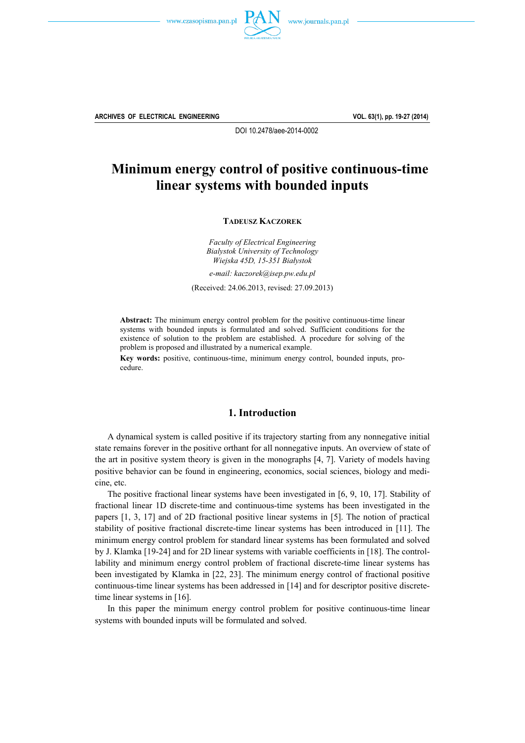DOI 10.2478/aee-2014-0002

# Minimum energy control of positive continuous-time linear systems with bounded inputs

**TADEUSZ KACZOREK**

*Faculty of Electrical Engineering*
*Bialystok University of Technology*
*Wiejska 45D, 15-351 Białystok*

*e-mail: kaczorek@isep.pw.edu.pl*

(Received: 24.06.2013, revised: 27.09.2013)

**Abstract:** The minimum energy control problem for the positive continuous-time linear systems with bounded inputs is formulated and solved. Sufficient conditions for the existence of solution to the problem are established. A procedure for solving of the problem is proposed and illustrated by a numerical example.

**Key words:** positive, continuous-time, minimum energy control, bounded inputs, procedure.

## 1. Introduction

A dynamical system is called positive if its trajectory starting from any nonnegative initial state remains forever in the positive orthant for all nonnegative inputs. An overview of state of the art in positive system theory is given in the monographs [4, 7]. Variety of models having positive behavior can be found in engineering, economics, social sciences, biology and medicine, etc.

The positive fractional linear systems have been investigated in [6, 9, 10, 17]. Stability of fractional linear 1D discrete-time and continuous-time systems has been investigated in the papers [1, 3, 17] and of 2D fractional positive linear systems in [5]. The notion of practical stability of positive fractional discrete-time linear systems has been introduced in [11]. The minimum energy control problem for standard linear systems has been formulated and solved by J. Klamka [19-24] and for 2D linear systems with variable coefficients in [18]. The controllability and minimum energy control problem of fractional discrete-time linear systems has been investigated by Klamka in [22, 23]. The minimum energy control of fractional positive continuous-time linear systems has been addressed in [14] and for descriptor positive discrete-time linear systems in [16].

In this paper the minimum energy control problem for positive continuous-time linear systems with bounded inputs will be formulated and solved.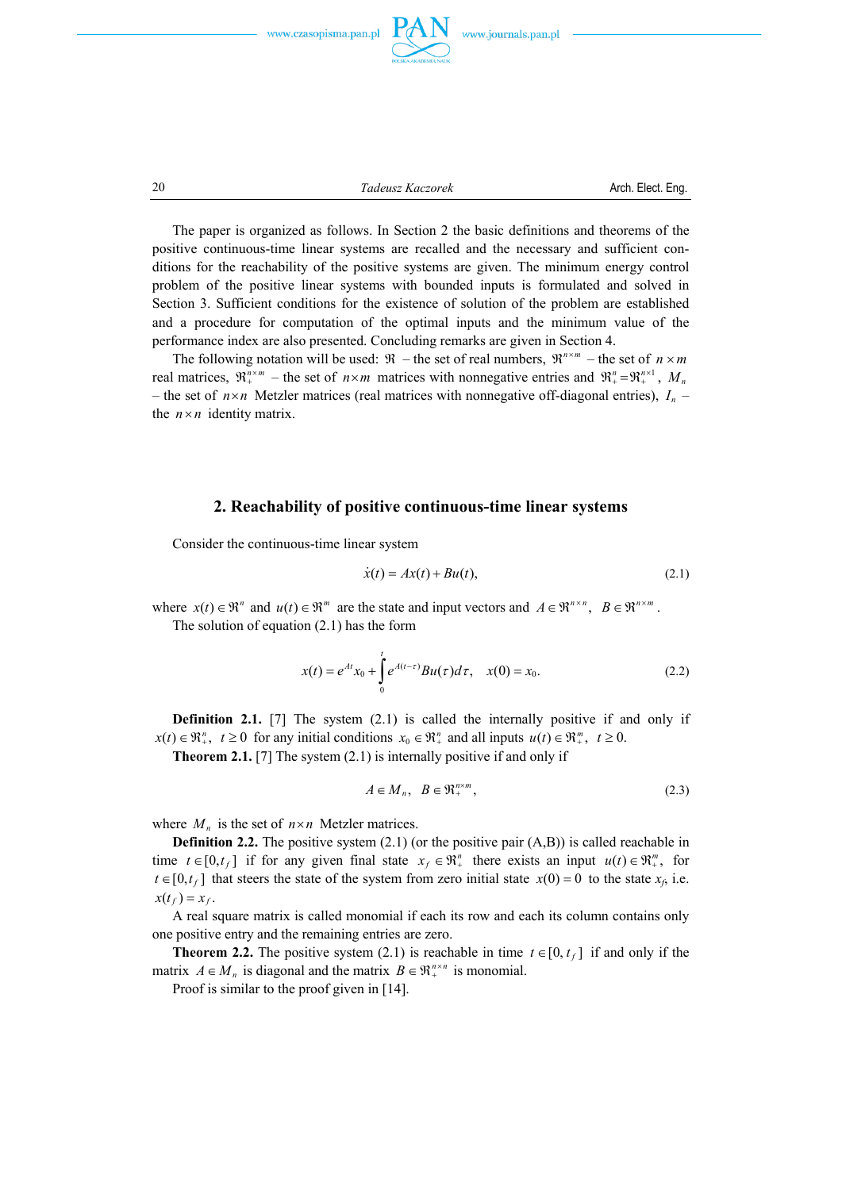The paper is organized as follows. In Section 2 the basic definitions and theorems of the positive continuous-time linear systems are recalled and the necessary and sufficient conditions for the reachability of the positive systems are given. The minimum energy control problem of the positive linear systems with bounded inputs is formulated and solved in Section 3. Sufficient conditions for the existence of solution of the problem are established and a procedure for computation of the optimal inputs and the minimum value of the performance index are also presented. Concluding remarks are given in Section 4.

The following notation will be used: $\Re$ – the set of real numbers, $\Re^{n\times m}$ – the set of $n\times m$ real matrices, $\Re_+^{n\times m}$ – the set of $n\times m$ matrices with nonnegative entries and $\Re_+^n = \Re_+^{n\times 1}$, $M_n$ – the set of $n\times n$ Metzler matrices (real matrices with nonnegative off-diagonal entries), $I_n$ – the $n\times n$ identity matrix.

## 2. Reachability of positive continuous-time linear systems

Consider the continuous-time linear system

$$\dot{x}(t) = Ax(t) + Bu(t), \tag{2.1}$$

where $x(t)\in\Re^n$ and $u(t)\in\Re^m$ are the state and input vectors and $A\in\Re^{n\times n}$, $B\in\Re^{n\times m}$.

The solution of equation (2.1) has the form

$$x(t) = e^{At}x_0 + \int_0^t e^{A(t-\tau)}Bu(\tau)d\tau, \quad x(0) = x_0. \tag{2.2}$$

**Definition 2.1.** [7] The system (2.1) is called the internally positive if and only if $x(t)\in\Re_+^n$, $t\geq 0$ for any initial conditions $x_0\in\Re_+^n$ and all inputs $u(t)\in\Re_+^m$, $t\geq 0$.

**Theorem 2.1.** [7] The system (2.1) is internally positive if and only if

$$A\in M_n, \quad B\in\Re_+^{n\times m}, \tag{2.3}$$

where $M_n$ is the set of $n\times n$ Metzler matrices.

**Definition 2.2.** The positive system (2.1) (or the positive pair (A,B)) is called reachable in time $t\in[0,t_f]$ if for any given final state $x_f\in\Re_+^n$ there exists an input $u(t)\in\Re_+^m$, for $t\in[0,t_f]$ that steers the state of the system from zero initial state $x(0)=0$ to the state $x_f$, i.e. $x(t_f)=x_f$.

A real square matrix is called monomial if each its row and each its column contains only one positive entry and the remaining entries are zero.

**Theorem 2.2.** The positive system (2.1) is reachable in time $t\in[0,t_f]$ if and only if the matrix $A\in M_n$ is diagonal and the matrix $B\in\Re_+^{n\times n}$ is monomial.

Proof is similar to the proof given in [14].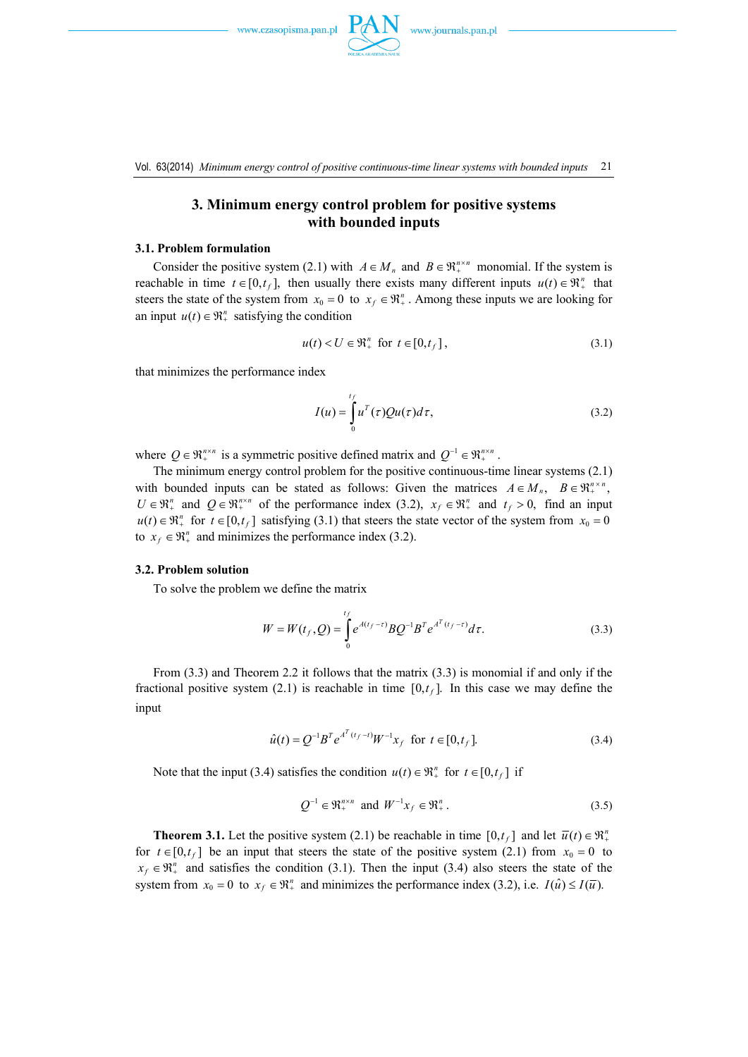## 3. Minimum energy control problem for positive systems with bounded inputs

### 3.1. Problem formulation

Consider the positive system (2.1) with $A \in M_n$ and $B \in \Re_+^{n\times n}$ monomial. If the system is reachable in time $t \in [0, t_f]$, then usually there exists many different inputs $u(t) \in \Re_+^n$ that steers the state of the system from $x_0 = 0$ to $x_f \in \Re_+^n$. Among these inputs we are looking for an input $u(t) \in \Re_+^n$ satisfying the condition

$$u(t) < U \in \Re_+^n \quad \text{for } t \in [0, t_f], \tag{3.1}$$

that minimizes the performance index

$$I(u) = \int_0^{t_f} u^T(\tau) Q u(\tau) d\tau, \tag{3.2}$$

where $Q \in \Re_+^{n\times n}$ is a symmetric positive defined matrix and $Q^{-1} \in \Re_+^{n\times n}$.

The minimum energy control problem for the positive continuous-time linear systems (2.1) with bounded inputs can be stated as follows: Given the matrices $A \in M_n$, $B \in \Re_+^{n\times n}$, $U \in \Re_+^n$ and $Q \in \Re_+^{n\times n}$ of the performance index (3.2), $x_f \in \Re_+^n$ and $t_f > 0$, find an input $u(t) \in \Re_+^n$ for $t \in [0, t_f]$ satisfying (3.1) that steers the state vector of the system from $x_0 = 0$ to $x_f \in \Re_+^n$ and minimizes the performance index (3.2).

### 3.2. Problem solution

To solve the problem we define the matrix

$$W = W(t_f, Q) = \int_0^{t_f} e^{A(t_f - \tau)} B Q^{-1} B^T e^{A^T (t_f - \tau)} d\tau. \tag{3.3}$$

From (3.3) and Theorem 2.2 it follows that the matrix (3.3) is monomial if and only if the fractional positive system (2.1) is reachable in time $[0, t_f]$. In this case we may define the input

$$\hat{u}(t) = Q^{-1} B^T e^{A^T (t_f - t)} W^{-1} x_f \quad \text{for } t \in [0, t_f]. \tag{3.4}$$

Note that the input (3.4) satisfies the condition $u(t) \in \Re_+^n$ for $t \in [0, t_f]$ if

$$Q^{-1} \in \Re_+^{n\times n} \text{ and } W^{-1} x_f \in \Re_+^n. \tag{3.5}$$

**Theorem 3.1.** Let the positive system (2.1) be reachable in time $[0, t_f]$ and let $\bar{u}(t) \in \Re_+^n$ for $t \in [0, t_f]$ be an input that steers the state of the positive system (2.1) from $x_0 = 0$ to $x_f \in \Re_+^n$ and satisfies the condition (3.1). Then the input (3.4) also steers the state of the system from $x_0 = 0$ to $x_f \in \Re_+^n$ and minimizes the performance index (3.2), i.e. $I(\hat{u}) \le I(\bar{u})$.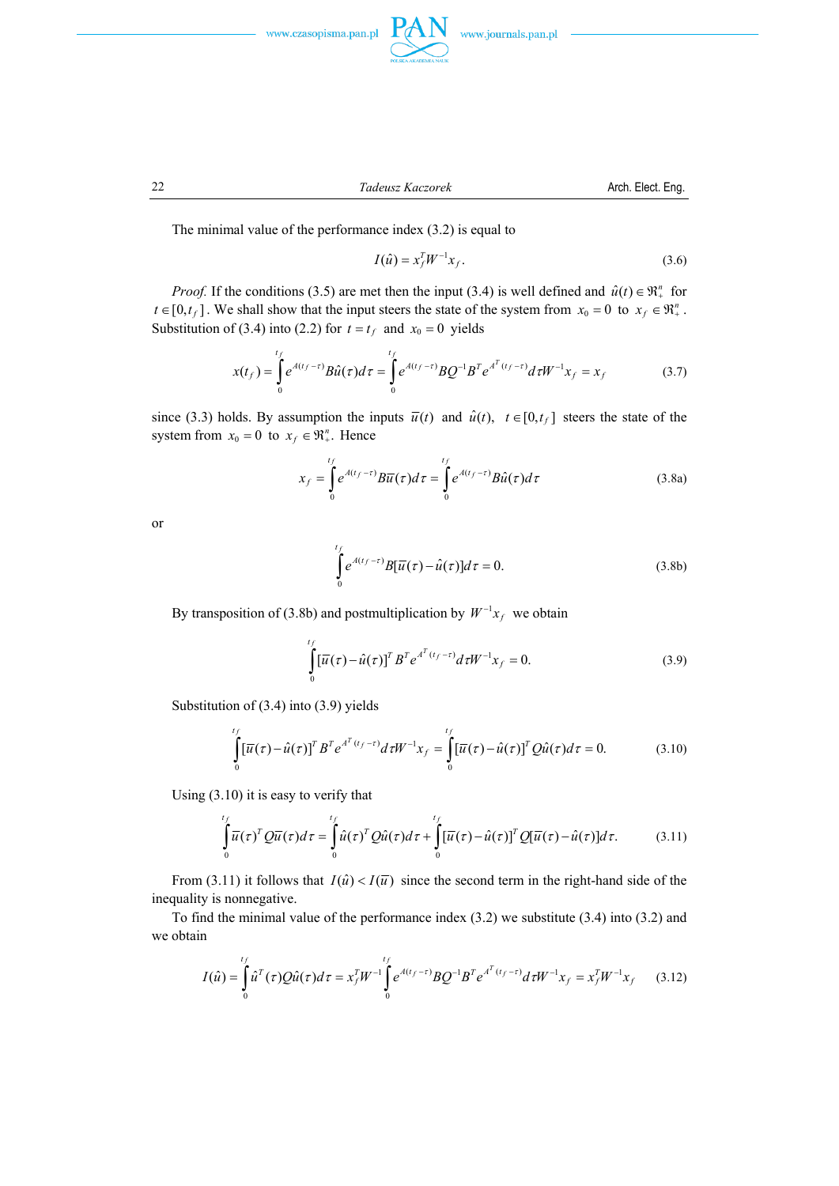The minimal value of the performance index (3.2) is equal to

$$I(\hat{u}) = x_f^T W^{-1} x_f. \tag{3.6}$$

*Proof.* If the conditions (3.5) are met then the input (3.4) is well defined and $\hat{u}(t) \in \Re_+^n$ for $t \in [0, t_f]$. We shall show that the input steers the state of the system from $x_0 = 0$ to $x_f \in \Re_+^n$. Substitution of (3.4) into (2.2) for $t = t_f$ and $x_0 = 0$ yields

$$x(t_f) = \int_0^{t_f} e^{A(t_f-\tau)} B\hat{u}(\tau) d\tau = \int_0^{t_f} e^{A(t_f-\tau)} BQ^{-1}B^T e^{A^T(t_f-\tau)} d\tau W^{-1} x_f = x_f \tag{3.7}$$

since (3.3) holds. By assumption the inputs $\bar{u}(t)$ and $\hat{u}(t)$, $t \in [0, t_f]$ steers the state of the system from $x_0 = 0$ to $x_f \in \Re_+^n$. Hence

$$x_f = \int_0^{t_f} e^{A(t_f-\tau)} B\bar{u}(\tau) d\tau = \int_0^{t_f} e^{A(t_f-\tau)} B\hat{u}(\tau) d\tau \tag{3.8a}$$

or

$$\int_0^{t_f} e^{A(t_f-\tau)} B[\bar{u}(\tau) - \hat{u}(\tau)] d\tau = 0. \tag{3.8b}$$

By transposition of (3.8b) and postmultiplication by $W^{-1}x_f$ we obtain

$$\int_0^{t_f} [\bar{u}(\tau) - \hat{u}(\tau)]^T B^T e^{A^T(t_f-\tau)} d\tau W^{-1} x_f = 0. \tag{3.9}$$

Substitution of (3.4) into (3.9) yields

$$\int_0^{t_f} [\bar{u}(\tau) - \hat{u}(\tau)]^T B^T e^{A^T(t_f-\tau)} d\tau W^{-1} x_f = \int_0^{t_f} [\bar{u}(\tau) - \hat{u}(\tau)]^T Q\hat{u}(\tau) d\tau = 0. \tag{3.10}$$

Using (3.10) it is easy to verify that

$$\int_0^{t_f} \bar{u}(\tau)^T Q\bar{u}(\tau) d\tau = \int_0^{t_f} \hat{u}(\tau)^T Q\hat{u}(\tau) d\tau + \int_0^{t_f} [\bar{u}(\tau) - \hat{u}(\tau)]^T Q[\bar{u}(\tau) - \hat{u}(\tau)] d\tau. \tag{3.11}$$

From (3.11) it follows that $I(\hat{u}) < I(\bar{u})$ since the second term in the right-hand side of the inequality is nonnegative.

To find the minimal value of the performance index (3.2) we substitute (3.4) into (3.2) and we obtain

$$I(\hat{u}) = \int_0^{t_f} \hat{u}^T(\tau) Q\hat{u}(\tau) d\tau = x_f^T W^{-1} \int_0^{t_f} e^{A(t_f-\tau)} BQ^{-1}B^T e^{A^T(t_f-\tau)} d\tau W^{-1} x_f = x_f^T W^{-1} x_f \tag{3.12}$$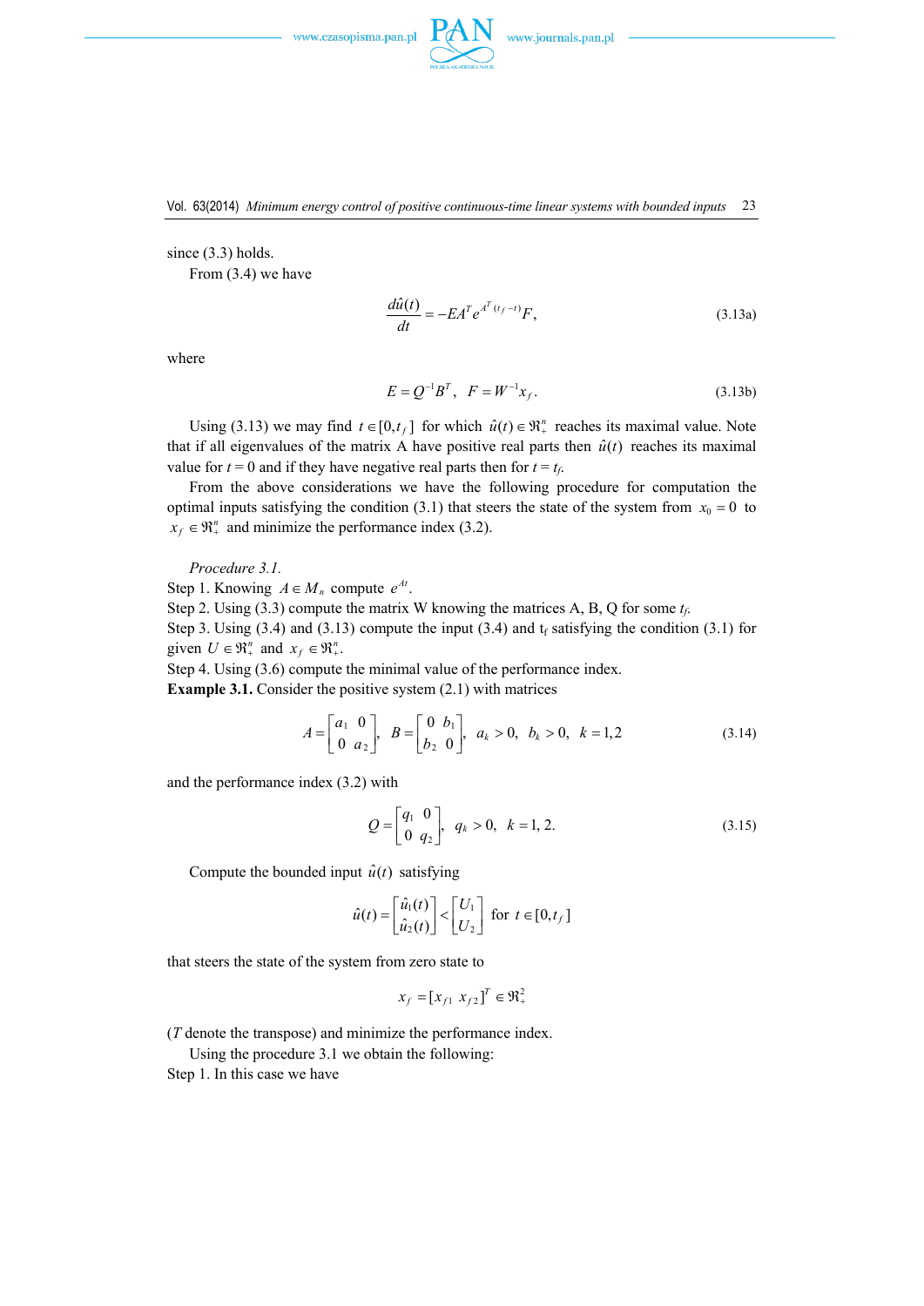since (3.3) holds.

From (3.4) we have

$$\frac{d\hat{u}(t)}{dt} = -EA^T e^{A^T(t_f - t)} F, \tag{3.13a}$$

where

$$E = Q^{-1}B^T, \quad F = W^{-1}x_f. \tag{3.13b}$$

Using (3.13) we may find $t \in [0, t_f]$ for which $\hat{u}(t) \in \Re_+^n$ reaches its maximal value. Note that if all eigenvalues of the matrix A have positive real parts then $\hat{u}(t)$ reaches its maximal value for $t = 0$ and if they have negative real parts then for $t = t_f$.

From the above considerations we have the following procedure for computation the optimal inputs satisfying the condition (3.1) that steers the state of the system from $x_0 = 0$ to $x_f \in \Re_+^n$ and minimize the performance index (3.2).

*Procedure 3.1.*

Step 1. Knowing $A \in M_n$ compute $e^{At}$.

Step 2. Using (3.3) compute the matrix W knowing the matrices A, B, Q for some $t_f$.

Step 3. Using (3.4) and (3.13) compute the input (3.4) and $t_f$ satisfying the condition (3.1) for given $U \in \Re_+^n$ and $x_f \in \Re_+^n$.

Step 4. Using (3.6) compute the minimal value of the performance index.

**Example 3.1.** Consider the positive system (2.1) with matrices

$$A = \begin{bmatrix} a_1 & 0 \\ 0 & a_2 \end{bmatrix}, \quad B = \begin{bmatrix} 0 & b_1 \\ b_2 & 0 \end{bmatrix}, \quad a_k > 0, \quad b_k > 0, \quad k = 1,2 \tag{3.14}$$

and the performance index (3.2) with

$$Q = \begin{bmatrix} q_1 & 0 \\ 0 & q_2 \end{bmatrix}, \quad q_k > 0, \quad k = 1, 2. \tag{3.15}$$

Compute the bounded input $\hat{u}(t)$ satisfying

$$\hat{u}(t) = \begin{bmatrix} \hat{u}_1(t) \\ \hat{u}_2(t) \end{bmatrix} < \begin{bmatrix} U_1 \\ U_2 \end{bmatrix} \text{ for } t \in [0, t_f]$$

that steers the state of the system from zero state to

$$x_f = [x_{f1} \; x_{f2}]^T \in \Re_+^2$$

($T$ denote the transpose) and minimize the performance index.

Using the procedure 3.1 we obtain the following:

Step 1. In this case we have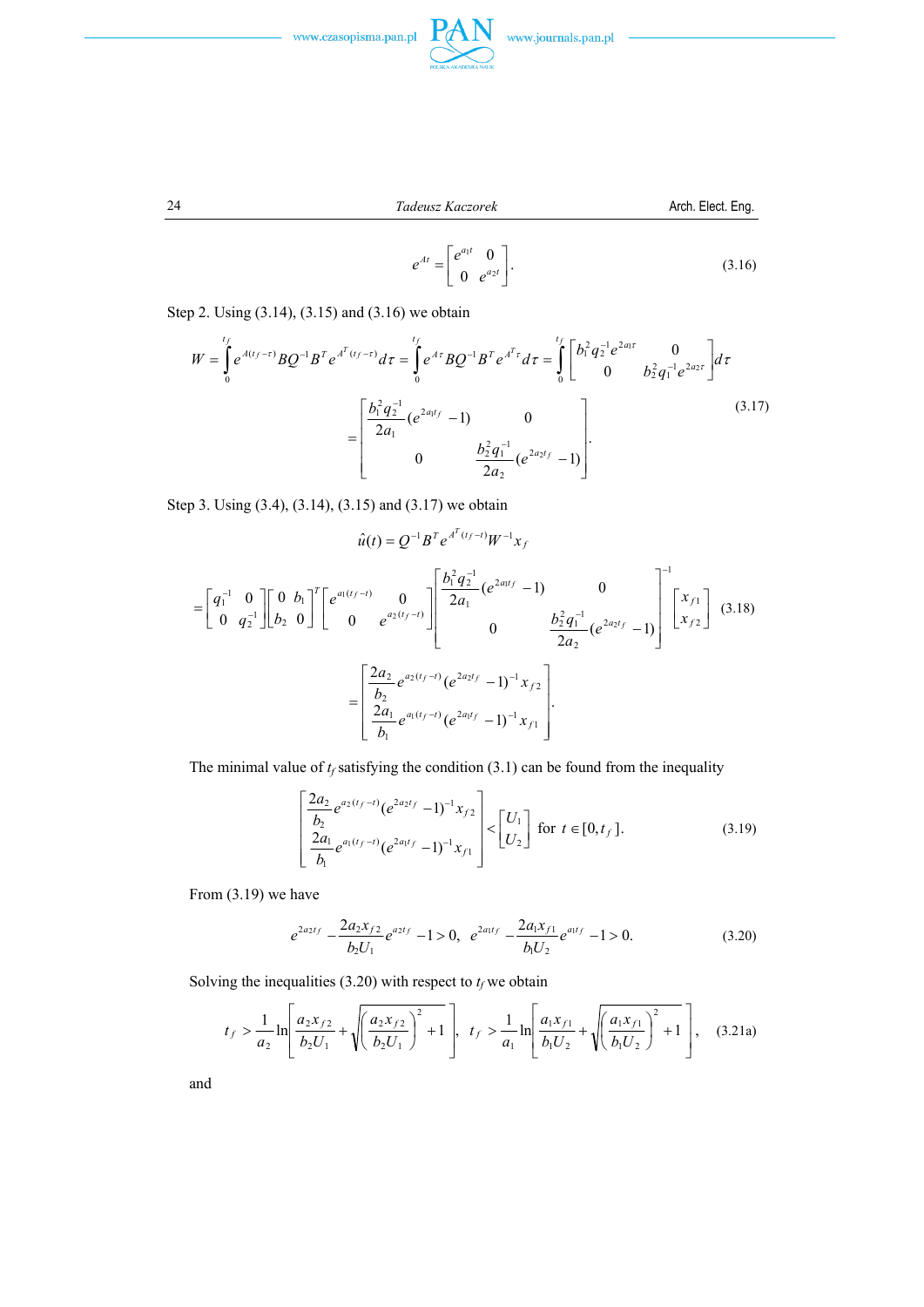$$e^{At} = \begin{bmatrix} e^{a_1 t} & 0 \\ 0 & e^{a_2 t} \end{bmatrix}. \tag{3.16}$$

Step 2. Using (3.14), (3.15) and (3.16) we obtain

$$W = \int_0^{t_f} e^{A(t_f-\tau)} BQ^{-1}B^T e^{A^T(t_f-\tau)} d\tau = \int_0^{t_f} e^{A\tau} BQ^{-1}B^T e^{A^T\tau} d\tau = \int_0^{t_f} \begin{bmatrix} b_1^2 q_2^{-1} e^{2a_1\tau} & 0 \\ 0 & b_2^2 q_1^{-1} e^{2a_2\tau} \end{bmatrix} d\tau$$

$$= \begin{bmatrix} \dfrac{b_1^2 q_2^{-1}}{2a_1}(e^{2a_1 t_f} - 1) & 0 \\ 0 & \dfrac{b_2^2 q_1^{-1}}{2a_2}(e^{2a_2 t_f} - 1) \end{bmatrix}. \tag{3.17}$$

Step 3. Using (3.4), (3.14), (3.15) and (3.17) we obtain

$$\hat{u}(t) = Q^{-1}B^T e^{A^T(t_f-t)} W^{-1} x_f$$

$$= \begin{bmatrix} q_1^{-1} & 0 \\ 0 & q_2^{-1} \end{bmatrix} \begin{bmatrix} 0 & b_1 \\ b_2 & 0 \end{bmatrix}^T \begin{bmatrix} e^{a_1(t_f-t)} & 0 \\ 0 & e^{a_2(t_f-t)} \end{bmatrix} \begin{bmatrix} \dfrac{b_1^2 q_2^{-1}}{2a_1}(e^{2a_1 t_f} - 1) & 0 \\ 0 & \dfrac{b_2^2 q_1^{-1}}{2a_2}(e^{2a_2 t_f} - 1) \end{bmatrix}^{-1} \begin{bmatrix} x_{f1} \\ x_{f2} \end{bmatrix} \tag{3.18}$$

$$= \begin{bmatrix} \dfrac{2a_2}{b_2} e^{a_2(t_f-t)} (e^{2a_2 t_f} - 1)^{-1} x_{f2} \\ \dfrac{2a_1}{b_1} e^{a_1(t_f-t)} (e^{2a_1 t_f} - 1)^{-1} x_{f1} \end{bmatrix}.$$

The minimal value of $t_f$ satisfying the condition (3.1) can be found from the inequality

$$\begin{bmatrix} \dfrac{2a_2}{b_2} e^{a_2(t_f-t)} (e^{2a_2 t_f} - 1)^{-1} x_{f2} \\ \dfrac{2a_1}{b_1} e^{a_1(t_f-t)} (e^{2a_1 t_f} - 1)^{-1} x_{f1} \end{bmatrix} < \begin{bmatrix} U_1 \\ U_2 \end{bmatrix} \quad \text{for } t \in [0, t_f]. \tag{3.19}$$

From (3.19) we have

$$e^{2a_2 t_f} - \frac{2a_2 x_{f2}}{b_2 U_1} e^{a_2 t_f} - 1 > 0, \quad e^{2a_1 t_f} - \frac{2a_1 x_{f1}}{b_1 U_2} e^{a_1 t_f} - 1 > 0. \tag{3.20}$$

Solving the inequalities (3.20) with respect to $t_f$ we obtain

$$t_f > \frac{1}{a_2} \ln\left[\frac{a_2 x_{f2}}{b_2 U_1} + \sqrt{\left(\frac{a_2 x_{f2}}{b_2 U_1}\right)^2 + 1}\right], \quad t_f > \frac{1}{a_1} \ln\left[\frac{a_1 x_{f1}}{b_1 U_2} + \sqrt{\left(\frac{a_1 x_{f1}}{b_1 U_2}\right)^2 + 1}\right], \tag{3.21a}$$

and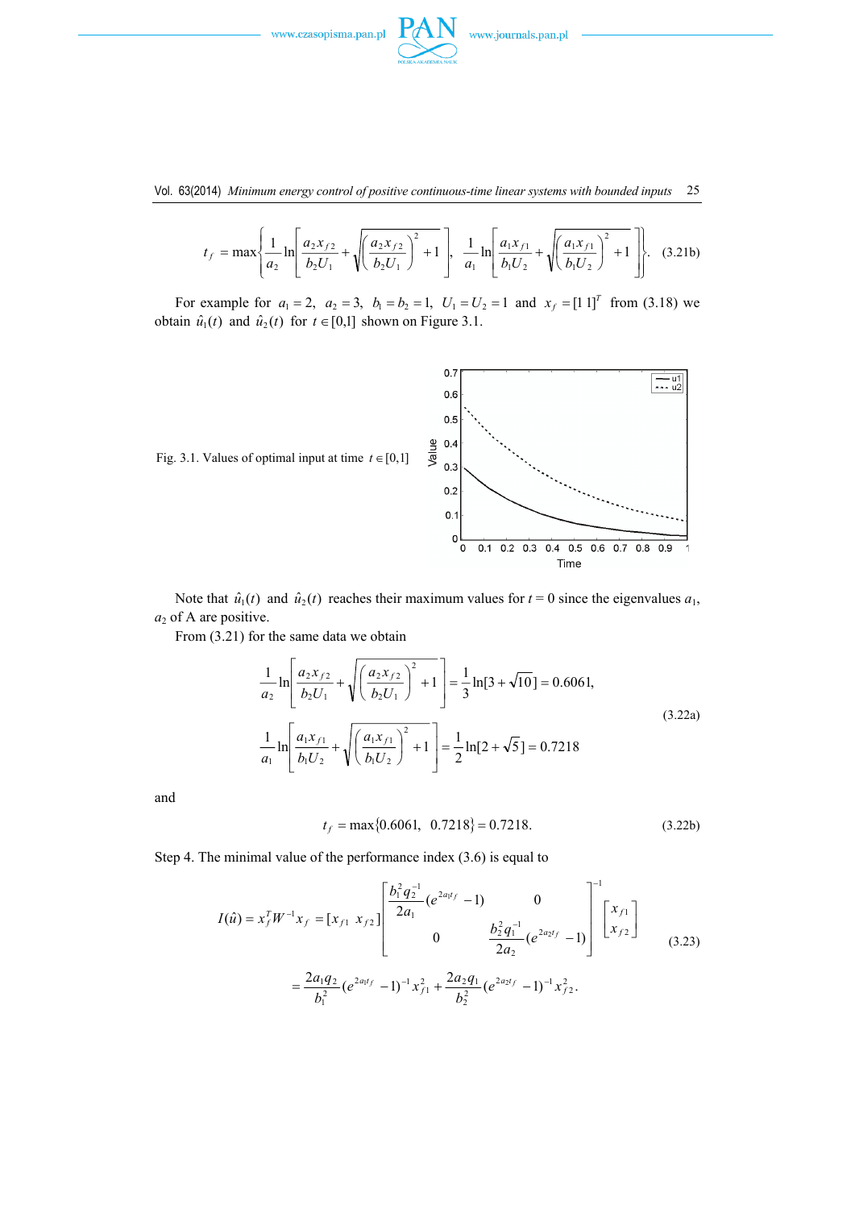$$t_f = \max\left\{\frac{1}{a_2}\ln\left[\frac{a_2 x_{f2}}{b_2 U_1} + \sqrt{\left(\frac{a_2 x_{f2}}{b_2 U_1}\right)^2 + 1}\right],\ \frac{1}{a_1}\ln\left[\frac{a_1 x_{f1}}{b_1 U_2} + \sqrt{\left(\frac{a_1 x_{f1}}{b_1 U_2}\right)^2 + 1}\right]\right\}. \tag{3.21b}$$

For example for $a_1 = 2$, $a_2 = 3$, $b_1 = b_2 = 1$, $U_1 = U_2 = 1$ and $x_f = [1\ 1]^T$ from (3.18) we obtain $\hat{u}_1(t)$ and $\hat{u}_2(t)$ for $t \in [0,1]$ shown on Figure 3.1.

Fig. 3.1. Values of optimal input at time $t \in [0,1]$

Note that $\hat{u}_1(t)$ and $\hat{u}_2(t)$ reaches their maximum values for $t = 0$ since the eigenvalues $a_1$, $a_2$ of A are positive.

From (3.21) for the same data we obtain

$$\frac{1}{a_2}\ln\left[\frac{a_2 x_{f2}}{b_2 U_1} + \sqrt{\left(\frac{a_2 x_{f2}}{b_2 U_1}\right)^2 + 1}\right] = \frac{1}{3}\ln[3 + \sqrt{10}] = 0.6061,$$
$$\frac{1}{a_1}\ln\left[\frac{a_1 x_{f1}}{b_1 U_2} + \sqrt{\left(\frac{a_1 x_{f1}}{b_1 U_2}\right)^2 + 1}\right] = \frac{1}{2}\ln[2 + \sqrt{5}] = 0.7218 \tag{3.22a}$$

and

$$t_f = \max\{0.6061,\ 0.7218\} = 0.7218. \tag{3.22b}$$

Step 4. The minimal value of the performance index (3.6) is equal to

$$I(\hat{u}) = x_f^T W^{-1} x_f = [x_{f1}\ x_{f2}]\begin{bmatrix} \frac{b_1^2 q_2^{-1}}{2a_1}(e^{2a_1 t_f} - 1) & 0 \\ 0 & \frac{b_2^2 q_1^{-1}}{2a_2}(e^{2a_2 t_f} - 1) \end{bmatrix}^{-1}\begin{bmatrix} x_{f1} \\ x_{f2} \end{bmatrix}$$
$$= \frac{2a_1 q_2}{b_1^2}(e^{2a_1 t_f} - 1)^{-1} x_{f1}^2 + \frac{2a_2 q_1}{b_2^2}(e^{2a_2 t_f} - 1)^{-1} x_{f2}^2. \tag{3.23}$$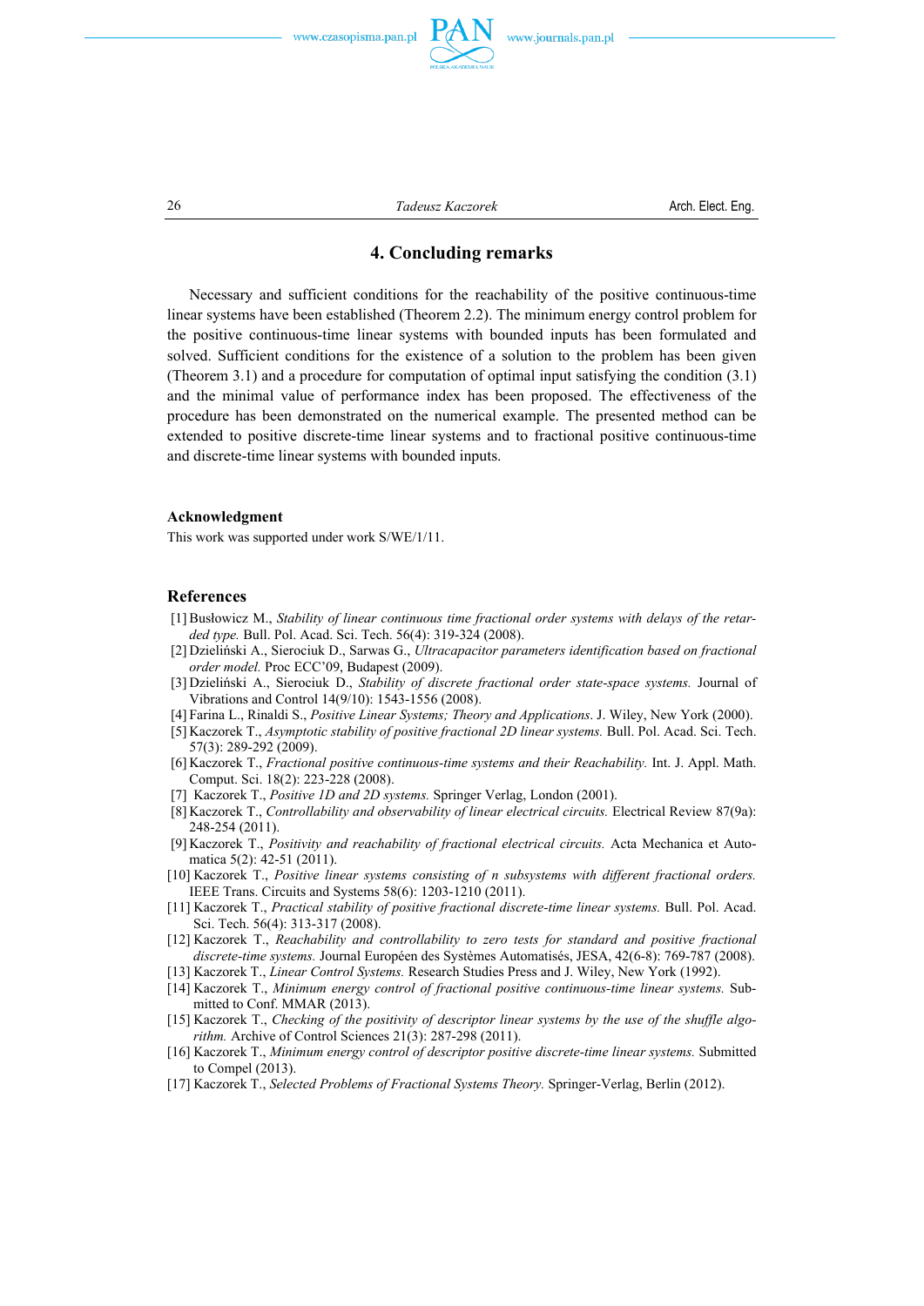## 4. Concluding remarks

Necessary and sufficient conditions for the reachability of the positive continuous-time linear systems have been established (Theorem 2.2). The minimum energy control problem for the positive continuous-time linear systems with bounded inputs has been formulated and solved. Sufficient conditions for the existence of a solution to the problem has been given (Theorem 3.1) and a procedure for computation of optimal input satisfying the condition (3.1) and the minimal value of performance index has been proposed. The effectiveness of the procedure has been demonstrated on the numerical example. The presented method can be extended to positive discrete-time linear systems and to fractional positive continuous-time and discrete-time linear systems with bounded inputs.

### Acknowledgment

This work was supported under work S/WE/1/11.

## References

[1] Busłowicz M., *Stability of linear continuous time fractional order systems with delays of the retarded type.* Bull. Pol. Acad. Sci. Tech. 56(4): 319-324 (2008).

[2] Dzieliński A., Sierociuk D., Sarwas G., *Ultracapacitor parameters identification based on fractional order model.* Proc ECC'09, Budapest (2009).

[3] Dzieliński A., Sierociuk D., *Stability of discrete fractional order state-space systems.* Journal of Vibrations and Control 14(9/10): 1543-1556 (2008).

[4] Farina L., Rinaldi S., *Positive Linear Systems; Theory and Applications*. J. Wiley, New York (2000).

[5] Kaczorek T., *Asymptotic stability of positive fractional 2D linear systems.* Bull. Pol. Acad. Sci. Tech. 57(3): 289-292 (2009).

[6] Kaczorek T., *Fractional positive continuous-time systems and their Reachability.* Int. J. Appl. Math. Comput. Sci. 18(2): 223-228 (2008).

[7] Kaczorek T., *Positive 1D and 2D systems.* Springer Verlag, London (2001).

[8] Kaczorek T., *Controllability and observability of linear electrical circuits.* Electrical Review 87(9a): 248-254 (2011).

[9] Kaczorek T., *Positivity and reachability of fractional electrical circuits.* Acta Mechanica et Automatica 5(2): 42-51 (2011).

[10] Kaczorek T., *Positive linear systems consisting of n subsystems with different fractional orders.* IEEE Trans. Circuits and Systems 58(6): 1203-1210 (2011).

[11] Kaczorek T., *Practical stability of positive fractional discrete-time linear systems.* Bull. Pol. Acad. Sci. Tech. 56(4): 313-317 (2008).

[12] Kaczorek T., *Reachability and controllability to zero tests for standard and positive fractional discrete-time systems.* Journal Européen des Systèmes Automatisés, JESA, 42(6-8): 769-787 (2008).

[13] Kaczorek T., *Linear Control Systems.* Research Studies Press and J. Wiley, New York (1992).

[14] Kaczorek T., *Minimum energy control of fractional positive continuous-time linear systems.* Submitted to Conf. MMAR (2013).

[15] Kaczorek T., *Checking of the positivity of descriptor linear systems by the use of the shuffle algorithm.* Archive of Control Sciences 21(3): 287-298 (2011).

[16] Kaczorek T., *Minimum energy control of descriptor positive discrete-time linear systems.* Submitted to Compel (2013).

[17] Kaczorek T., *Selected Problems of Fractional Systems Theory.* Springer-Verlag, Berlin (2012).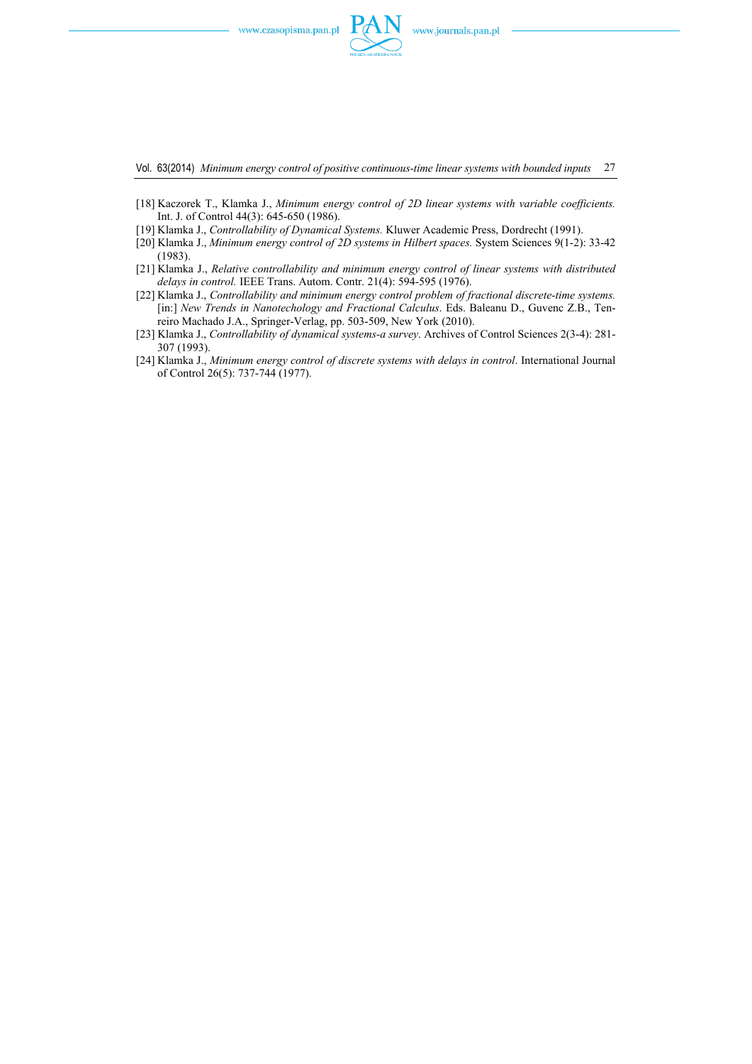[18] Kaczorek T., Klamka J., *Minimum energy control of 2D linear systems with variable coefficients.* Int. J. of Control 44(3): 645-650 (1986).

[19] Klamka J., *Controllability of Dynamical Systems.* Kluwer Academic Press, Dordrecht (1991).

[20] Klamka J., *Minimum energy control of 2D systems in Hilbert spaces.* System Sciences 9(1-2): 33-42 (1983).

[21] Klamka J., *Relative controllability and minimum energy control of linear systems with distributed delays in control.* IEEE Trans. Autom. Contr. 21(4): 594-595 (1976).

[22] Klamka J., *Controllability and minimum energy control problem of fractional discrete-time systems.* [in:] *New Trends in Nanotechology and Fractional Calculus*. Eds. Baleanu D., Guvenc Z.B., Tenreiro Machado J.A., Springer-Verlag, pp. 503-509, New York (2010).

[23] Klamka J., *Controllability of dynamical systems-a survey*. Archives of Control Sciences 2(3-4): 281-307 (1993).

[24] Klamka J., *Minimum energy control of discrete systems with delays in control*. International Journal of Control 26(5): 737-744 (1977).